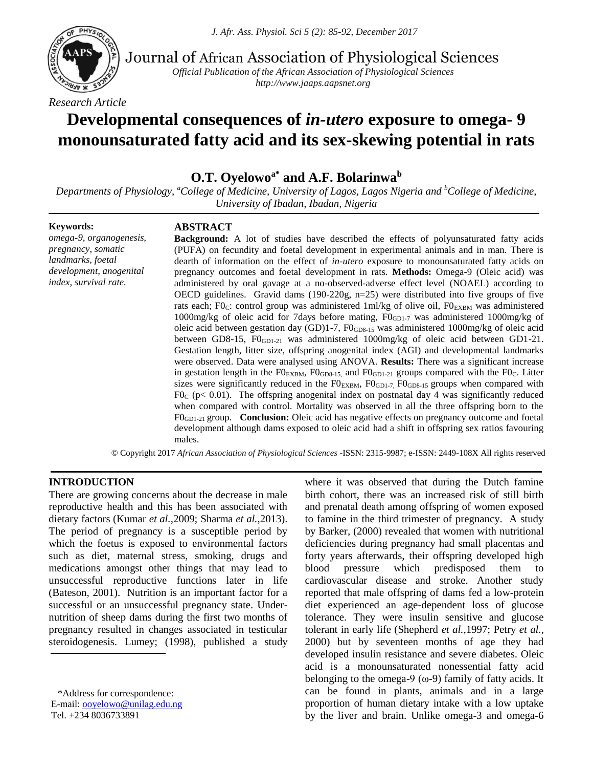Journal of African Association of Physiological Sciences

*Official Publication of the African Association of Physiological Sciences*
*http://www.jaaps.aapsnet.org*

*Research Article*

# Developmental consequences of *in-utero* exposure to omega- 9 monounsaturated fatty acid and its sex-skewing potential in rats

**O.T. Oyelowo[a*] and A.F. Bolarinwa[b]**

*Departments of Physiology, [a]College of Medicine, University of Lagos, Lagos Nigeria and [b]College of Medicine, University of Ibadan, Ibadan, Nigeria*

**Keywords:**
*omega-9, organogenesis, pregnancy, somatic landmarks, foetal development, anogenital index, survival rate.*

## ABSTRACT

**Background:** A lot of studies have described the effects of polyunsaturated fatty acids (PUFA) on fecundity and foetal development in experimental animals and in man. There is dearth of information on the effect of *in-utero* exposure to monounsaturated fatty acids on pregnancy outcomes and foetal development in rats. **Methods:** Omega-9 (Oleic acid) was administered by oral gavage at a no-observed-adverse effect level (NOAEL) according to OECD guidelines. Gravid dams (190-220g, n=25) were distributed into five groups of five rats each; $F0_C$: control group was administered 1ml/kg of olive oil, $F0_{EXBM}$ was administered 1000mg/kg of oleic acid for 7days before mating, $F0_{GD1-7}$ was administered 1000mg/kg of oleic acid between gestation day (GD)1-7, $F0_{GD8-15}$ was administered 1000mg/kg of oleic acid between GD8-15, $F0_{GD1-21}$ was administered 1000mg/kg of oleic acid between GD1-21. Gestation length, litter size, offspring anogenital index (AGI) and developmental landmarks were observed. Data were analysed using ANOVA. **Results:** There was a significant increase in gestation length in the $F0_{EXBM}$, $F0_{GD8-15,}$ and $F0_{GD1-21}$ groups compared with the $F0_C$. Litter sizes were significantly reduced in the $F0_{EXBM}$, $F0_{GD1-7,}$ $F0_{GD8-15}$ groups when compared with $F0_C$ ($p< 0.01$). The offspring anogenital index on postnatal day 4 was significantly reduced when compared with control. Mortality was observed in all the three offspring born to the $F0_{GD1-21}$ group. **Conclusion:** Oleic acid has negative effects on pregnancy outcome and foetal development although dams exposed to oleic acid had a shift in offspring sex ratios favouring males.

© Copyright 2017 *African Association of Physiological Sciences* -ISSN: 2315-9987; e-ISSN: 2449-108X All rights reserved

## INTRODUCTION

There are growing concerns about the decrease in male reproductive health and this has been associated with dietary factors (Kumar *et al.*,2009; Sharma *et al.*,2013). The period of pregnancy is a susceptible period by which the foetus is exposed to environmental factors such as diet, maternal stress, smoking, drugs and medications amongst other things that may lead to unsuccessful reproductive functions later in life (Bateson, 2001). Nutrition is an important factor for a successful or an unsuccessful pregnancy state. Under-nutrition of sheep dams during the first two months of pregnancy resulted in changes associated in testicular steroidogenesis. Lumey; (1998), published a study where it was observed that during the Dutch famine birth cohort, there was an increased risk of still birth and prenatal death among offspring of women exposed to famine in the third trimester of pregnancy. A study by Barker, (2000) revealed that women with nutritional deficiencies during pregnancy had small placentas and forty years afterwards, their offspring developed high blood pressure which predisposed them to cardiovascular disease and stroke. Another study reported that male offspring of dams fed a low-protein diet experienced an age-dependent loss of glucose tolerance. They were insulin sensitive and glucose tolerant in early life (Shepherd *et al.*,1997; Petry *et al.*, 2000) but by seventeen months of age they had developed insulin resistance and severe diabetes. Oleic acid is a monounsaturated nonessential fatty acid belonging to the omega-9 (ω-9) family of fatty acids. It can be found in plants, animals and in a large proportion of human dietary intake with a low uptake by the liver and brain. Unlike omega-3 and omega-6

*Address for correspondence:
E-mail: ooyelowo@unilag.edu.ng
Tel. +234 8036733891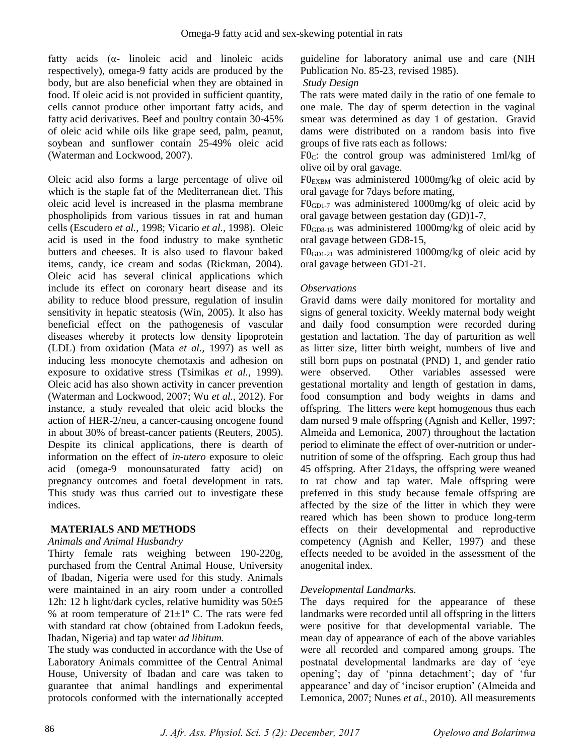fatty acids (α- linoleic acid and linoleic acids respectively), omega-9 fatty acids are produced by the body, but are also beneficial when they are obtained in food. If oleic acid is not provided in sufficient quantity, cells cannot produce other important fatty acids, and fatty acid derivatives. Beef and poultry contain 30-45% of oleic acid while oils like grape seed, palm, peanut, soybean and sunflower contain 25-49% oleic acid (Waterman and Lockwood, 2007).

Oleic acid also forms a large percentage of olive oil which is the staple fat of the Mediterranean diet. This oleic acid level is increased in the plasma membrane phospholipids from various tissues in rat and human cells (Escudero *et al.,* 1998; Vicario *et al.,* 1998). Oleic acid is used in the food industry to make synthetic butters and cheeses. It is also used to flavour baked items, candy, ice cream and sodas (Rickman, 2004). Oleic acid has several clinical applications which include its effect on coronary heart disease and its ability to reduce blood pressure, regulation of insulin sensitivity in hepatic steatosis (Win, 2005). It also has beneficial effect on the pathogenesis of vascular diseases whereby it protects low density lipoprotein (LDL) from oxidation (Mata *et al.,* 1997) as well as inducing less monocyte chemotaxis and adhesion on exposure to oxidative stress (Tsimikas *et al.,* 1999). Oleic acid has also shown activity in cancer prevention (Waterman and Lockwood, 2007; Wu *et al.,* 2012). For instance, a study revealed that oleic acid blocks the action of HER-2/neu, a cancer-causing oncogene found in about 30% of breast-cancer patients (Reuters, 2005). Despite its clinical applications, there is dearth of information on the effect of *in-utero* exposure to oleic acid (omega-9 monounsaturated fatty acid) on pregnancy outcomes and foetal development in rats. This study was thus carried out to investigate these indices.

## MATERIALS AND METHODS

*Animals and Animal Husbandry*

Thirty female rats weighing between 190-220g, purchased from the Central Animal House, University of Ibadan, Nigeria were used for this study. Animals were maintained in an airy room under a controlled 12h: 12 h light/dark cycles, relative humidity was 50±5 % at room temperature of 21±1º C. The rats were fed with standard rat chow (obtained from Ladokun feeds, Ibadan, Nigeria) and tap water *ad libitum.*

The study was conducted in accordance with the Use of Laboratory Animals committee of the Central Animal House, University of Ibadan and care was taken to guarantee that animal handlings and experimental protocols conformed with the internationally accepted guideline for laboratory animal use and care (NIH Publication No. 85-23, revised 1985).

*Study Design*

The rats were mated daily in the ratio of one female to one male. The day of sperm detection in the vaginal smear was determined as day 1 of gestation. Gravid dams were distributed on a random basis into five groups of five rats each as follows:

$F0_C$: the control group was administered 1ml/kg of olive oil by oral gavage.

$F0_{EXBM}$ was administered 1000mg/kg of oleic acid by oral gavage for 7days before mating,

$F0_{GD1-7}$ was administered 1000mg/kg of oleic acid by oral gavage between gestation day (GD)1-7,

$F0_{GD8-15}$ was administered 1000mg/kg of oleic acid by oral gavage between GD8-15,

$F0_{GD1-21}$ was administered 1000mg/kg of oleic acid by oral gavage between GD1-21.

*Observations*

Gravid dams were daily monitored for mortality and signs of general toxicity. Weekly maternal body weight and daily food consumption were recorded during gestation and lactation. The day of parturition as well as litter size, litter birth weight, numbers of live and still born pups on postnatal (PND) 1, and gender ratio were observed. Other variables assessed were gestational mortality and length of gestation in dams, food consumption and body weights in dams and offspring. The litters were kept homogenous thus each dam nursed 9 male offspring (Agnish and Keller, 1997; Almeida and Lemonica, 2007) throughout the lactation period to eliminate the effect of over-nutrition or under-nutrition of some of the offspring. Each group thus had 45 offspring. After 21days, the offspring were weaned to rat chow and tap water. Male offspring were preferred in this study because female offspring are affected by the size of the litter in which they were reared which has been shown to produce long-term effects on their developmental and reproductive competency (Agnish and Keller, 1997) and these effects needed to be avoided in the assessment of the anogenital index.

*Developmental Landmarks.*

The days required for the appearance of these landmarks were recorded until all offspring in the litters were positive for that developmental variable. The mean day of appearance of each of the above variables were all recorded and compared among groups. The postnatal developmental landmarks are day of 'eye opening'; day of 'pinna detachment'; day of 'fur appearance' and day of 'incisor eruption' (Almeida and Lemonica, 2007; Nunes *et al.,* 2010). All measurements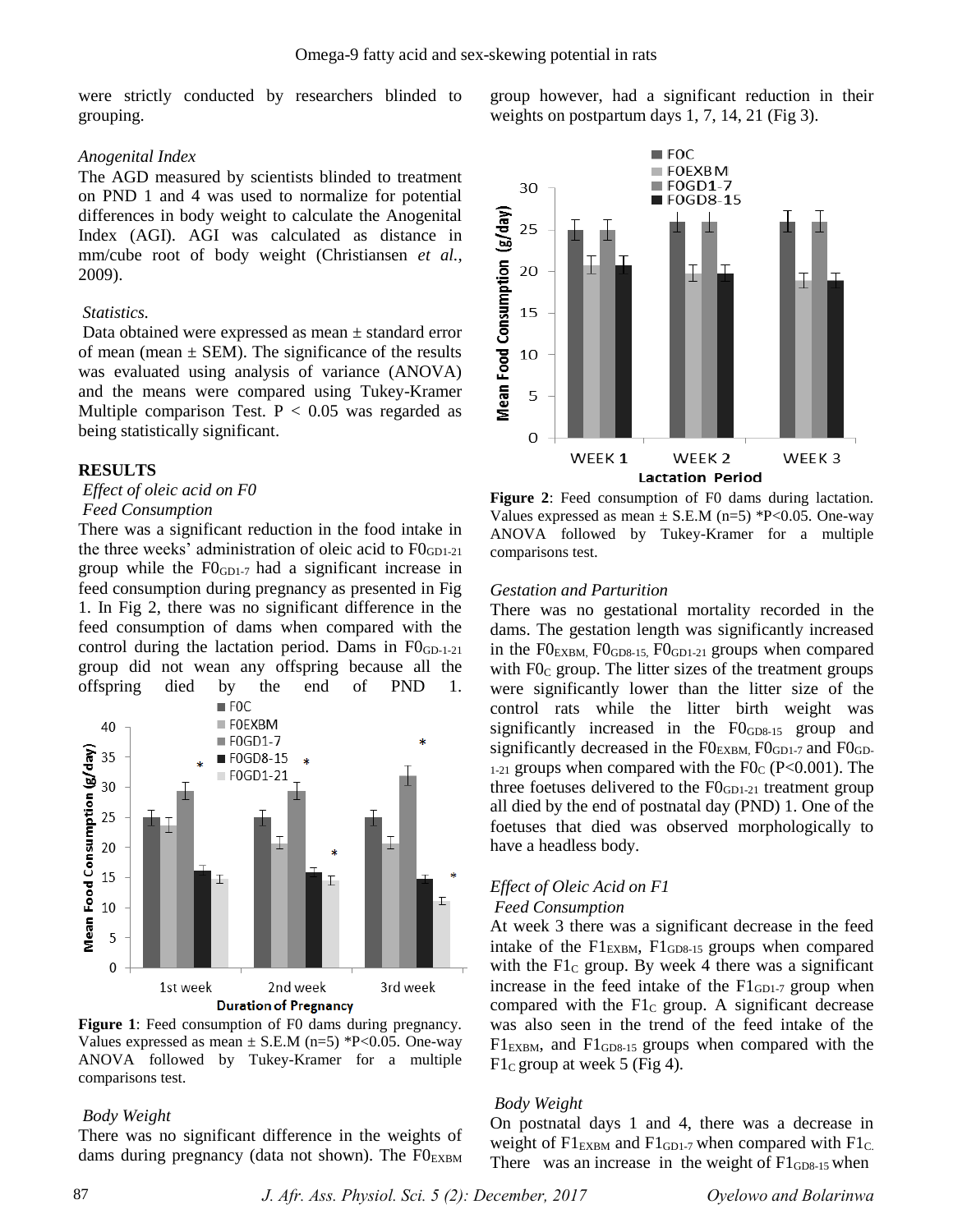were strictly conducted by researchers blinded to grouping.

*Anogenital Index*

The AGD measured by scientists blinded to treatment on PND 1 and 4 was used to normalize for potential differences in body weight to calculate the Anogenital Index (AGI). AGI was calculated as distance in mm/cube root of body weight (Christiansen *et al.*, 2009).

*Statistics.*

Data obtained were expressed as mean ± standard error of mean (mean ± SEM). The significance of the results was evaluated using analysis of variance (ANOVA) and the means were compared using Tukey-Kramer Multiple comparison Test. $P < 0.05$ was regarded as being statistically significant.

## RESULTS

*Effect of oleic acid on F0*

*Feed Consumption*

There was a significant reduction in the food intake in the three weeks' administration of oleic acid to $F0_{GD1-21}$ group while the $F0_{GD1-7}$ had a significant increase in feed consumption during pregnancy as presented in Fig 1. In Fig 2, there was no significant difference in the feed consumption of dams when compared with the control during the lactation period. Dams in $F0_{GD-1-21}$ group did not wean any offspring because all the offspring died by the end of PND 1.

**Figure 1**: Feed consumption of F0 dams during pregnancy. Values expressed as mean ± S.E.M (n=5) *P<0.05. One-way ANOVA followed by Tukey-Kramer for a multiple comparisons test.

*Body Weight*

There was no significant difference in the weights of dams during pregnancy (data not shown). The $F0_{EXBM}$ group however, had a significant reduction in their weights on postpartum days 1, 7, 14, 21 (Fig 3).

**Figure 2**: Feed consumption of F0 dams during lactation. Values expressed as mean ± S.E.M (n=5) *P<0.05. One-way ANOVA followed by Tukey-Kramer for a multiple comparisons test.

*Gestation and Parturition*

There was no gestational mortality recorded in the dams. The gestation length was significantly increased in the $F0_{EXBM}$, $F0_{GD8-15}$, $F0_{GD1-21}$ groups when compared with $F0_C$ group. The litter sizes of the treatment groups were significantly lower than the litter size of the control rats while the litter birth weight was significantly increased in the $F0_{GD8-15}$ group and significantly decreased in the $F0_{EXBM}$, $F0_{GD1-7}$ and $F0_{GD-1-21}$ groups when compared with the $F0_C$ (P<0.001). The three foetuses delivered to the $F0_{GD1-21}$ treatment group all died by the end of postnatal day (PND) 1. One of the foetuses that died was observed morphologically to have a headless body.

*Effect of Oleic Acid on F1*

*Feed Consumption*

At week 3 there was a significant decrease in the feed intake of the $F1_{EXBM}$, $F1_{GD8-15}$ groups when compared with the $F1_C$ group. By week 4 there was a significant increase in the feed intake of the $F1_{GD1-7}$ group when compared with the $F1_C$ group. A significant decrease was also seen in the trend of the feed intake of the $F1_{EXBM}$, and $F1_{GD8-15}$ groups when compared with the $F1_C$ group at week 5 (Fig 4).

*Body Weight*

On postnatal days 1 and 4, there was a decrease in weight of $F1_{EXBM}$ and $F1_{GD1-7}$ when compared with $F1_C$. There was an increase in the weight of $F1_{GD8-15}$ when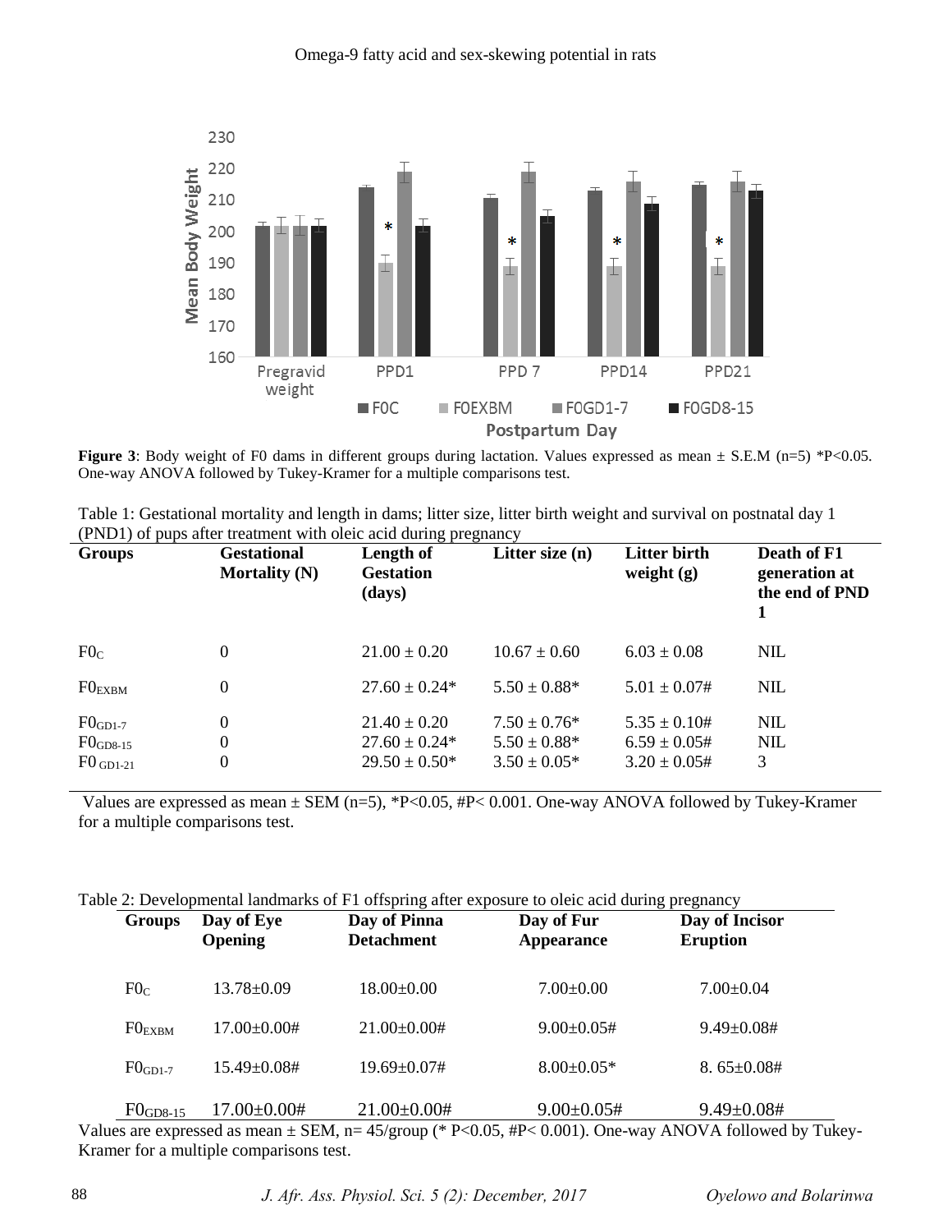**Figure 3**: Body weight of F0 dams in different groups during lactation. Values expressed as mean ± S.E.M (n=5) *P<0.05. One-way ANOVA followed by Tukey-Kramer for a multiple comparisons test.

Table 1: Gestational mortality and length in dams; litter size, litter birth weight and survival on postnatal day 1 (PND1) of pups after treatment with oleic acid during pregnancy

| Groups | Gestational Mortality (N) | Length of Gestation (days) | Litter size (n) | Litter birth weight (g) | Death of F1 generation at the end of PND 1 |
|---|---|---|---|---|---|
| $F0_C$ | 0 | 21.00 ± 0.20 | 10.67 ± 0.60 | 6.03 ± 0.08 | NIL |
| $F0_{EXBM}$ | 0 | 27.60 ± 0.24* | 5.50 ± 0.88* | 5.01 ± 0.07# | NIL |
| $F0_{GD1-7}$ | 0 | 21.40 ± 0.20 | 7.50 ± 0.76* | 5.35 ± 0.10# | NIL |
| $F0_{GD8-15}$ | 0 | 27.60 ± 0.24* | 5.50 ± 0.88* | 6.59 ± 0.05# | NIL |
| $F0_{GD1-21}$ | 0 | 29.50 ± 0.50* | 3.50 ± 0.05* | 3.20 ± 0.05# | 3 |

Values are expressed as mean ± SEM (n=5), *P<0.05, #P< 0.001. One-way ANOVA followed by Tukey-Kramer for a multiple comparisons test.

Table 2: Developmental landmarks of F1 offspring after exposure to oleic acid during pregnancy

| Groups | Day of Eye Opening | Day of Pinna Detachment | Day of Fur Appearance | Day of Incisor Eruption |
|---|---|---|---|---|
| $F0_C$ | 13.78±0.09 | 18.00±0.00 | 7.00±0.00 | 7.00±0.04 |
| $F0_{EXBM}$ | 17.00±0.00# | 21.00±0.00# | 9.00±0.05# | 9.49±0.08# |
| $F0_{GD1-7}$ | 15.49±0.08# | 19.69±0.07# | 8.00±0.05* | 8. 65±0.08# |
| $F0_{GD8-15}$ | 17.00±0.00# | 21.00±0.00# | 9.00±0.05# | 9.49±0.08# |

Values are expressed as mean ± SEM, n= 45/group (* P<0.05, #P< 0.001). One-way ANOVA followed by Tukey-Kramer for a multiple comparisons test.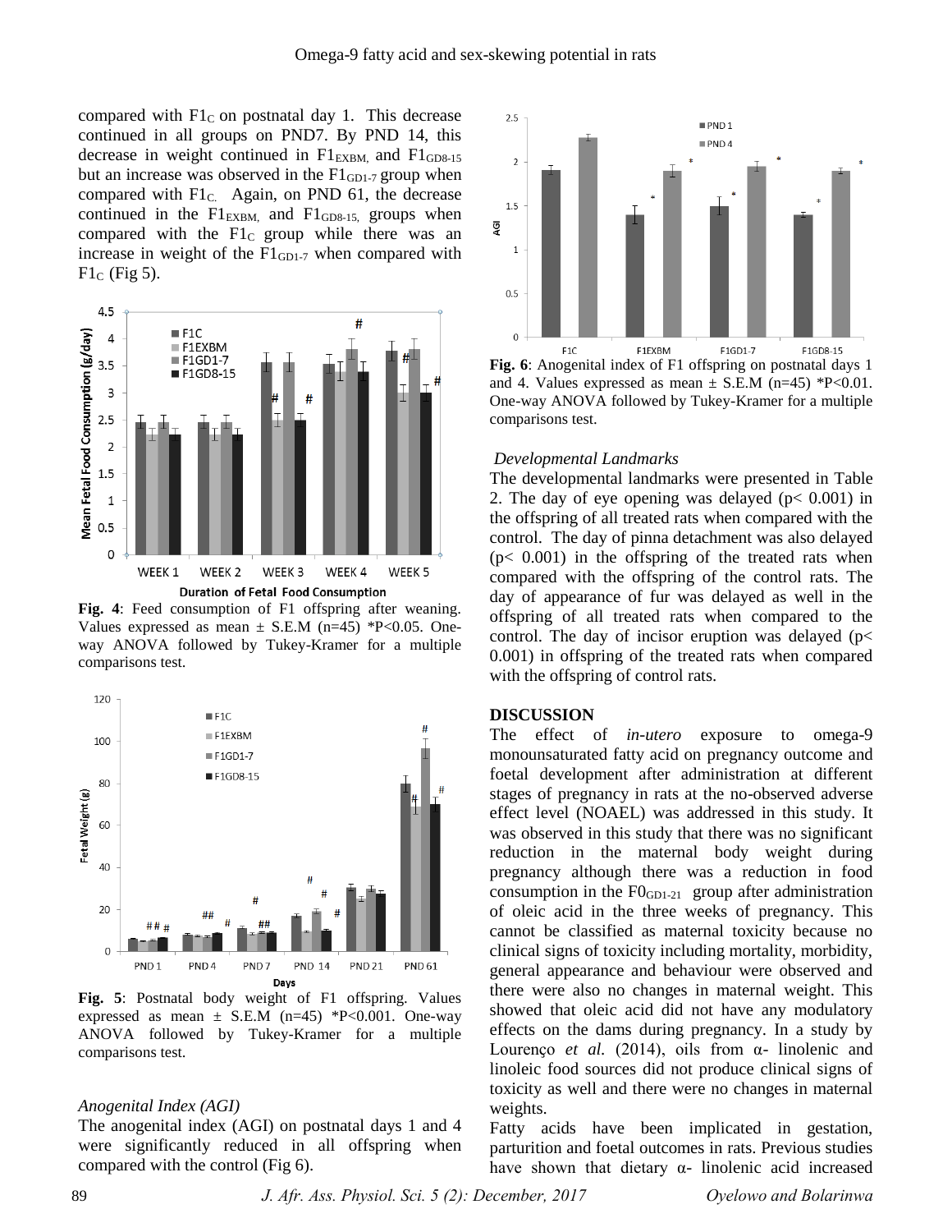compared with $F1_C$ on postnatal day 1. This decrease continued in all groups on PND7. By PND 14, this decrease in weight continued in $F1_{EXBM,}$ and $F1_{GD8-15}$ but an increase was observed in the $F1_{GD1-7}$ group when compared with $F1_{C.}$ Again, on PND 61, the decrease continued in the $F1_{EXBM,}$ and $F1_{GD8-15,}$ groups when compared with the $F1_C$ group while there was an increase in weight of the $F1_{GD1-7}$ when compared with $F1_C$ (Fig 5).

**Fig. 4**: Feed consumption of F1 offspring after weaning. Values expressed as mean ± S.E.M (n=45) *P<0.05. One-way ANOVA followed by Tukey-Kramer for a multiple comparisons test.

**Fig. 5**: Postnatal body weight of F1 offspring. Values expressed as mean ± S.E.M (n=45) *P<0.001. One-way ANOVA followed by Tukey-Kramer for a multiple comparisons test.

*Anogenital Index (AGI)*

The anogenital index (AGI) on postnatal days 1 and 4 were significantly reduced in all offspring when compared with the control (Fig 6).

**Fig. 6**: Anogenital index of F1 offspring on postnatal days 1 and 4. Values expressed as mean ± S.E.M (n=45) *P<0.01. One-way ANOVA followed by Tukey-Kramer for a multiple comparisons test.

*Developmental Landmarks*

The developmental landmarks were presented in Table 2. The day of eye opening was delayed ($p < 0.001$) in the offspring of all treated rats when compared with the control. The day of pinna detachment was also delayed ($p < 0.001$) in the offspring of the treated rats when compared with the offspring of the control rats. The day of appearance of fur was delayed as well in the offspring of all treated rats when compared to the control. The day of incisor eruption was delayed ($p < 0.001$) in offspring of the treated rats when compared with the offspring of control rats.

## DISCUSSION

The effect of *in-utero* exposure to omega-9 monounsaturated fatty acid on pregnancy outcome and foetal development after administration at different stages of pregnancy in rats at the no-observed adverse effect level (NOAEL) was addressed in this study. It was observed in this study that there was no significant reduction in the maternal body weight during pregnancy although there was a reduction in food consumption in the $F0_{GD1-21}$ group after administration of oleic acid in the three weeks of pregnancy. This cannot be classified as maternal toxicity because no clinical signs of toxicity including mortality, morbidity, general appearance and behaviour were observed and there were also no changes in maternal weight. This showed that oleic acid did not have any modulatory effects on the dams during pregnancy. In a study by Lourenço *et al.* (2014), oils from α- linolenic and linoleic food sources did not produce clinical signs of toxicity as well and there were no changes in maternal weights.

Fatty acids have been implicated in gestation, parturition and foetal outcomes in rats. Previous studies have shown that dietary α- linolenic acid increased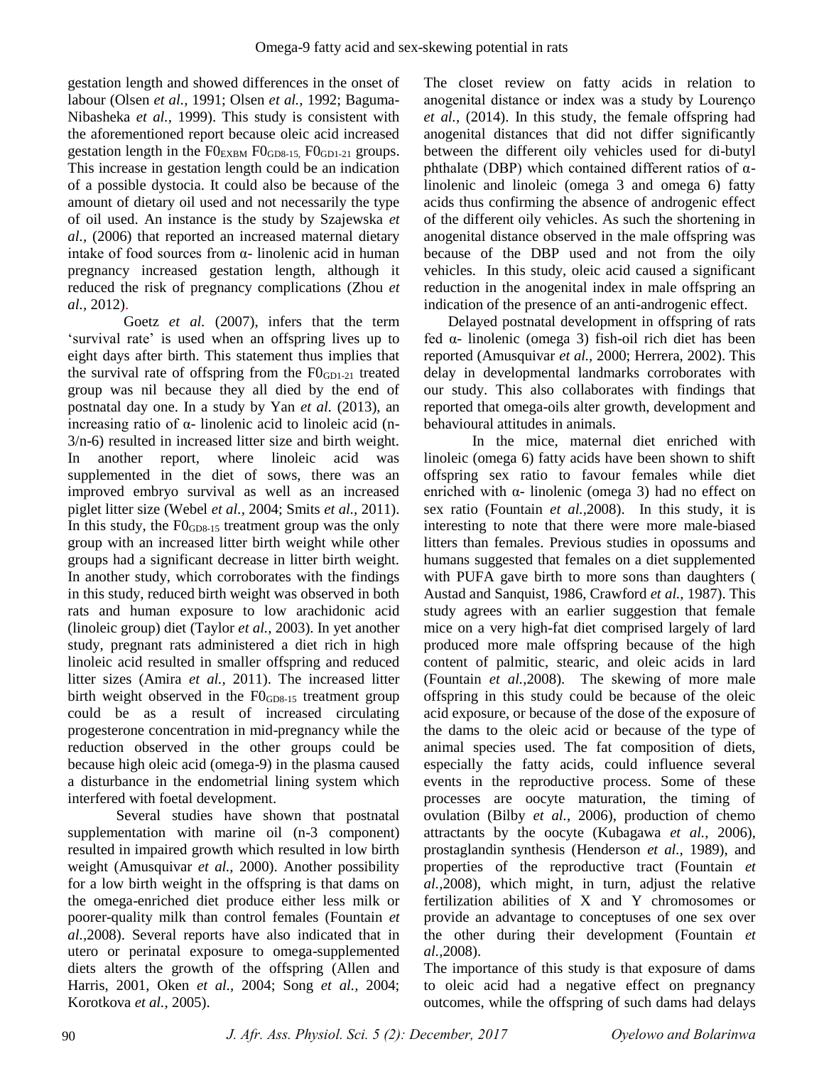gestation length and showed differences in the onset of labour (Olsen *et al.,* 1991; Olsen *et al.,* 1992; Baguma-Nibasheka *et al.,* 1999). This study is consistent with the aforementioned report because oleic acid increased gestation length in the $F0_{EXBM}$ $F0_{GD8-15,}$ $F0_{GD1-21}$ groups. This increase in gestation length could be an indication of a possible dystocia. It could also be because of the amount of dietary oil used and not necessarily the type of oil used. An instance is the study by Szajewska *et al.,* (2006) that reported an increased maternal dietary intake of food sources from α- linolenic acid in human pregnancy increased gestation length, although it reduced the risk of pregnancy complications (Zhou *et al.,* 2012).

Goetz *et al.* (2007), infers that the term 'survival rate' is used when an offspring lives up to eight days after birth. This statement thus implies that the survival rate of offspring from the $F0_{GD1-21}$ treated group was nil because they all died by the end of postnatal day one. In a study by Yan *et al.* (2013), an increasing ratio of α- linolenic acid to linoleic acid (n-3/n-6) resulted in increased litter size and birth weight. In another report, where linoleic acid was supplemented in the diet of sows, there was an improved embryo survival as well as an increased piglet litter size (Webel *et al.,* 2004; Smits *et al.,* 2011). In this study, the $F0_{GD8-15}$ treatment group was the only group with an increased litter birth weight while other groups had a significant decrease in litter birth weight. In another study, which corroborates with the findings in this study, reduced birth weight was observed in both rats and human exposure to low arachidonic acid (linoleic group) diet (Taylor *et al.,* 2003). In yet another study, pregnant rats administered a diet rich in high linoleic acid resulted in smaller offspring and reduced litter sizes (Amira *et al.,* 2011). The increased litter birth weight observed in the $F0_{GD8-15}$ treatment group could be as a result of increased circulating progesterone concentration in mid-pregnancy while the reduction observed in the other groups could be because high oleic acid (omega-9) in the plasma caused a disturbance in the endometrial lining system which interfered with foetal development.

Several studies have shown that postnatal supplementation with marine oil (n-3 component) resulted in impaired growth which resulted in low birth weight (Amusquivar *et al.,* 2000). Another possibility for a low birth weight in the offspring is that dams on the omega-enriched diet produce either less milk or poorer-quality milk than control females (Fountain *et al.,*2008). Several reports have also indicated that in utero or perinatal exposure to omega-supplemented diets alters the growth of the offspring (Allen and Harris, 2001, Oken *et al.,* 2004; Song *et al.,* 2004; Korotkova *et al.,* 2005).

The closet review on fatty acids in relation to anogenital distance or index was a study by Lourenço *et al.,* (2014). In this study, the female offspring had anogenital distances that did not differ significantly between the different oily vehicles used for di-butyl phthalate (DBP) which contained different ratios of α-linolenic and linoleic (omega 3 and omega 6) fatty acids thus confirming the absence of androgenic effect of the different oily vehicles. As such the shortening in anogenital distance observed in the male offspring was because of the DBP used and not from the oily vehicles. In this study, oleic acid caused a significant reduction in the anogenital index in male offspring an indication of the presence of an anti-androgenic effect.

Delayed postnatal development in offspring of rats fed α- linolenic (omega 3) fish-oil rich diet has been reported (Amusquivar *et al.,* 2000; Herrera, 2002). This delay in developmental landmarks corroborates with our study. This also collaborates with findings that reported that omega-oils alter growth, development and behavioural attitudes in animals.

In the mice, maternal diet enriched with linoleic (omega 6) fatty acids have been shown to shift offspring sex ratio to favour females while diet enriched with α- linolenic (omega 3) had no effect on sex ratio (Fountain *et al.,*2008). In this study, it is interesting to note that there were more male-biased litters than females. Previous studies in opossums and humans suggested that females on a diet supplemented with PUFA gave birth to more sons than daughters ( Austad and Sanquist, 1986, Crawford *et al.,* 1987). This study agrees with an earlier suggestion that female mice on a very high-fat diet comprised largely of lard produced more male offspring because of the high content of palmitic, stearic, and oleic acids in lard (Fountain *et al.,*2008). The skewing of more male offspring in this study could be because of the oleic acid exposure, or because of the dose of the exposure of the dams to the oleic acid or because of the type of animal species used. The fat composition of diets, especially the fatty acids, could influence several events in the reproductive process. Some of these processes are oocyte maturation, the timing of ovulation (Bilby *et al.,* 2006), production of chemo attractants by the oocyte (Kubagawa *et al.,* 2006), prostaglandin synthesis (Henderson *et al.,* 1989), and properties of the reproductive tract (Fountain *et al.,*2008), which might, in turn, adjust the relative fertilization abilities of X and Y chromosomes or provide an advantage to conceptuses of one sex over the other during their development (Fountain *et al.,*2008).

The importance of this study is that exposure of dams to oleic acid had a negative effect on pregnancy outcomes, while the offspring of such dams had delays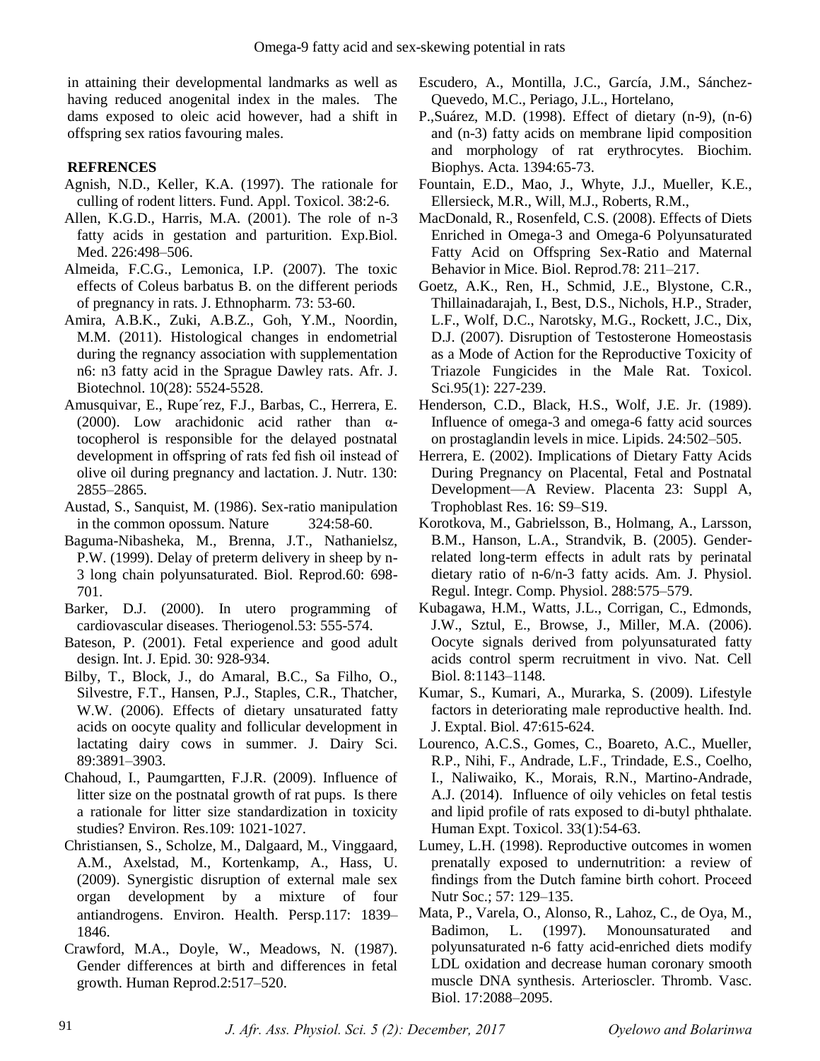in attaining their developmental landmarks as well as having reduced anogenital index in the males. The dams exposed to oleic acid however, had a shift in offspring sex ratios favouring males.

## REFRENCES

Agnish, N.D., Keller, K.A. (1997). The rationale for culling of rodent litters. Fund. Appl. Toxicol. 38:2-6.

Allen, K.G.D., Harris, M.A. (2001). The role of n-3 fatty acids in gestation and parturition. Exp.Biol. Med. 226:498–506.

Almeida, F.C.G., Lemonica, I.P. (2007). The toxic effects of Coleus barbatus B. on the different periods of pregnancy in rats. J. Ethnopharm. 73: 53-60.

Amira, A.B.K., Zuki, A.B.Z., Goh, Y.M., Noordin, M.M. (2011). Histological changes in endometrial during the regnancy association with supplementation n6: n3 fatty acid in the Sprague Dawley rats. Afr. J. Biotechnol. 10(28): 5524-5528.

Amusquivar, E., Rupe´rez, F.J., Barbas, C., Herrera, E. (2000). Low arachidonic acid rather than α-tocopherol is responsible for the delayed postnatal development in offspring of rats fed fish oil instead of olive oil during pregnancy and lactation. J. Nutr. 130: 2855–2865.

Austad, S., Sanquist, M. (1986). Sex-ratio manipulation in the common opossum. Nature 324:58-60.

Baguma-Nibasheka, M., Brenna, J.T., Nathanielsz, P.W. (1999). Delay of preterm delivery in sheep by n-3 long chain polyunsaturated. Biol. Reprod.60: 698-701.

Barker, D.J. (2000). In utero programming of cardiovascular diseases. Theriogenol.53: 555-574.

Bateson, P. (2001). Fetal experience and good adult design. Int. J. Epid. 30: 928-934.

Bilby, T., Block, J., do Amaral, B.C., Sa Filho, O., Silvestre, F.T., Hansen, P.J., Staples, C.R., Thatcher, W.W. (2006). Effects of dietary unsaturated fatty acids on oocyte quality and follicular development in lactating dairy cows in summer. J. Dairy Sci. 89:3891–3903.

Chahoud, I., Paumgartten, F.J.R. (2009). Influence of litter size on the postnatal growth of rat pups. Is there a rationale for litter size standardization in toxicity studies? Environ. Res.109: 1021-1027.

Christiansen, S., Scholze, M., Dalgaard, M., Vinggaard, A.M., Axelstad, M., Kortenkamp, A., Hass, U. (2009). Synergistic disruption of external male sex organ development by a mixture of four antiandrogens. Environ. Health. Persp.117: 1839–1846.

Crawford, M.A., Doyle, W., Meadows, N. (1987). Gender differences at birth and differences in fetal growth. Human Reprod.2:517–520.

Escudero, A., Montilla, J.C., García, J.M., Sánchez-Quevedo, M.C., Periago, J.L., Hortelano, P.,Suárez, M.D. (1998). Effect of dietary (n-9), (n-6) and (n-3) fatty acids on membrane lipid composition and morphology of rat erythrocytes. Biochim. Biophys. Acta. 1394:65-73.

Fountain, E.D., Mao, J., Whyte, J.J., Mueller, K.E., Ellersieck, M.R., Will, M.J., Roberts, R.M., MacDonald, R., Rosenfeld, C.S. (2008). Effects of Diets Enriched in Omega-3 and Omega-6 Polyunsaturated Fatty Acid on Offspring Sex-Ratio and Maternal Behavior in Mice. Biol. Reprod.78: 211–217.

Goetz, A.K., Ren, H., Schmid, J.E., Blystone, C.R., Thillainadarajah, I., Best, D.S., Nichols, H.P., Strader, L.F., Wolf, D.C., Narotsky, M.G., Rockett, J.C., Dix, D.J. (2007). Disruption of Testosterone Homeostasis as a Mode of Action for the Reproductive Toxicity of Triazole Fungicides in the Male Rat. Toxicol. Sci.95(1): 227-239.

Henderson, C.D., Black, H.S., Wolf, J.E. Jr. (1989). Influence of omega-3 and omega-6 fatty acid sources on prostaglandin levels in mice. Lipids. 24:502–505.

Herrera, E. (2002). Implications of Dietary Fatty Acids During Pregnancy on Placental, Fetal and Postnatal Development—A Review. Placenta 23: Suppl A, Trophoblast Res. 16: S9–S19.

Korotkova, M., Gabrielsson, B., Holmang, A., Larsson, B.M., Hanson, L.A., Strandvik, B. (2005). Gender-related long-term effects in adult rats by perinatal dietary ratio of n-6/n-3 fatty acids. Am. J. Physiol. Regul. Integr. Comp. Physiol. 288:575–579.

Kubagawa, H.M., Watts, J.L., Corrigan, C., Edmonds, J.W., Sztul, E., Browse, J., Miller, M.A. (2006). Oocyte signals derived from polyunsaturated fatty acids control sperm recruitment in vivo. Nat. Cell Biol. 8:1143–1148.

Kumar, S., Kumari, A., Murarka, S. (2009). Lifestyle factors in deteriorating male reproductive health. Ind. J. Exptal. Biol. 47:615-624.

Lourenco, A.C.S., Gomes, C., Boareto, A.C., Mueller, R.P., Nihi, F., Andrade, L.F., Trindade, E.S., Coelho, I., Naliwaiko, K., Morais, R.N., Martino-Andrade, A.J. (2014). Influence of oily vehicles on fetal testis and lipid profile of rats exposed to di-butyl phthalate. Human Expt. Toxicol. 33(1):54-63.

Lumey, L.H. (1998). Reproductive outcomes in women prenatally exposed to undernutrition: a review of findings from the Dutch famine birth cohort. Proceed Nutr Soc.; 57: 129–135.

Mata, P., Varela, O., Alonso, R., Lahoz, C., de Oya, M., Badimon, L. (1997). Monounsaturated and polyunsaturated n-6 fatty acid-enriched diets modify LDL oxidation and decrease human coronary smooth muscle DNA synthesis. Arterioscler. Thromb. Vasc. Biol. 17:2088–2095.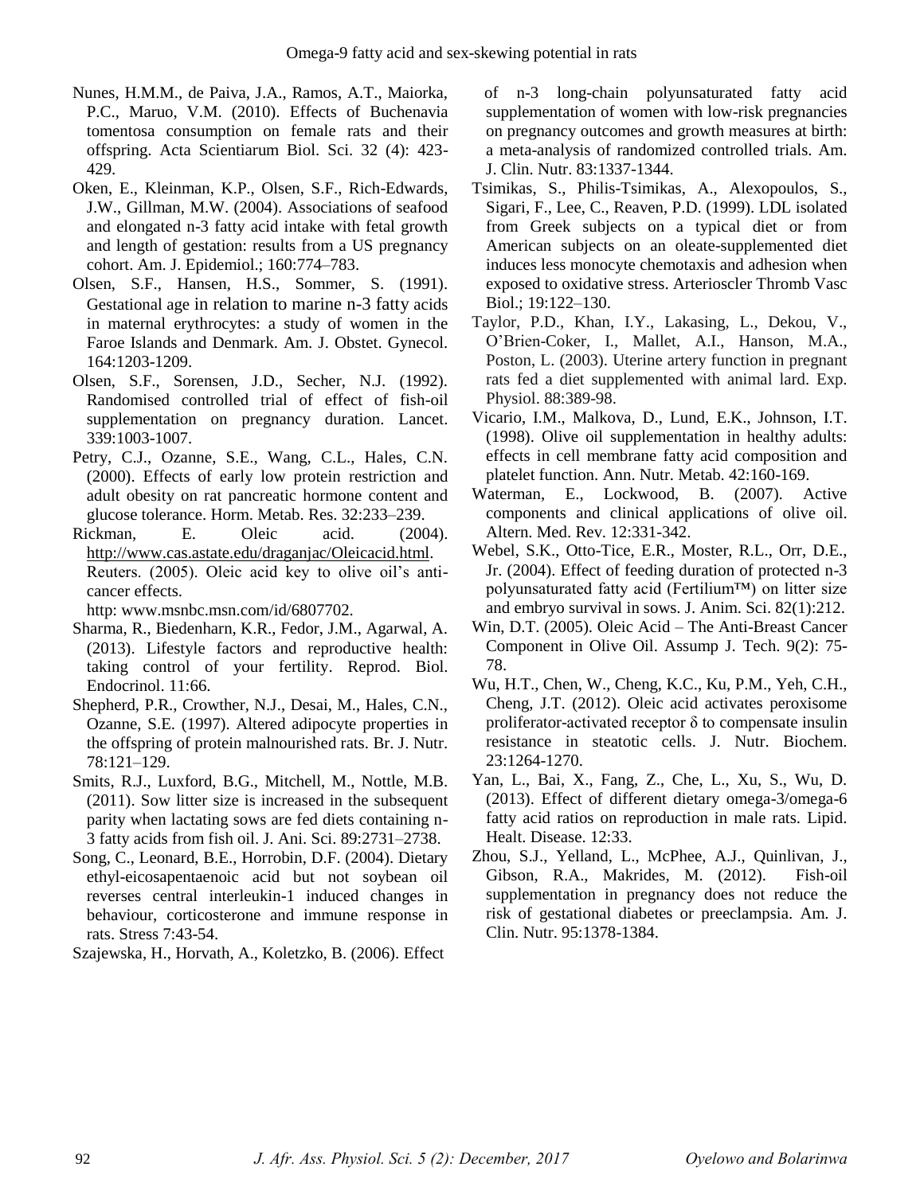Nunes, H.M.M., de Paiva, J.A., Ramos, A.T., Maiorka, P.C., Maruo, V.M. (2010). Effects of Buchenavia tomentosa consumption on female rats and their offspring. Acta Scientiarum Biol. Sci. 32 (4): 423-429.

Oken, E., Kleinman, K.P., Olsen, S.F., Rich-Edwards, J.W., Gillman, M.W. (2004). Associations of seafood and elongated n-3 fatty acid intake with fetal growth and length of gestation: results from a US pregnancy cohort. Am. J. Epidemiol.; 160:774–783.

Olsen, S.F., Hansen, H.S., Sommer, S. (1991). Gestational age in relation to marine n-3 fatty acids in maternal erythrocytes: a study of women in the Faroe Islands and Denmark. Am. J. Obstet. Gynecol. 164:1203-1209.

Olsen, S.F., Sorensen, J.D., Secher, N.J. (1992). Randomised controlled trial of effect of fish-oil supplementation on pregnancy duration. Lancet. 339:1003-1007.

Petry, C.J., Ozanne, S.E., Wang, C.L., Hales, C.N. (2000). Effects of early low protein restriction and adult obesity on rat pancreatic hormone content and glucose tolerance. Horm. Metab. Res. 32:233–239.

Rickman, E. Oleic acid. (2004). http://www.cas.astate.edu/draganjac/Oleicacid.html.

Reuters. (2005). Oleic acid key to olive oil's anti-cancer effects. http: www.msnbc.msn.com/id/6807702.

Sharma, R., Biedenharn, K.R., Fedor, J.M., Agarwal, A. (2013). Lifestyle factors and reproductive health: taking control of your fertility. Reprod. Biol. Endocrinol. 11:66.

Shepherd, P.R., Crowther, N.J., Desai, M., Hales, C.N., Ozanne, S.E. (1997). Altered adipocyte properties in the offspring of protein malnourished rats. Br. J. Nutr. 78:121–129.

Smits, R.J., Luxford, B.G., Mitchell, M., Nottle, M.B. (2011). Sow litter size is increased in the subsequent parity when lactating sows are fed diets containing n-3 fatty acids from fish oil. J. Ani. Sci. 89:2731–2738.

Song, C., Leonard, B.E., Horrobin, D.F. (2004). Dietary ethyl-eicosapentaenoic acid but not soybean oil reverses central interleukin-1 induced changes in behaviour, corticosterone and immune response in rats. Stress 7:43-54.

Szajewska, H., Horvath, A., Koletzko, B. (2006). Effect of n-3 long-chain polyunsaturated fatty acid supplementation of women with low-risk pregnancies on pregnancy outcomes and growth measures at birth: a meta-analysis of randomized controlled trials. Am. J. Clin. Nutr. 83:1337-1344.

Tsimikas, S., Philis-Tsimikas, A., Alexopoulos, S., Sigari, F., Lee, C., Reaven, P.D. (1999). LDL isolated from Greek subjects on a typical diet or from American subjects on an oleate-supplemented diet induces less monocyte chemotaxis and adhesion when exposed to oxidative stress. Arterioscler Thromb Vasc Biol.; 19:122–130.

Taylor, P.D., Khan, I.Y., Lakasing, L., Dekou, V., O'Brien-Coker, I., Mallet, A.I., Hanson, M.A., Poston, L. (2003). Uterine artery function in pregnant rats fed a diet supplemented with animal lard. Exp. Physiol. 88:389-98.

Vicario, I.M., Malkova, D., Lund, E.K., Johnson, I.T. (1998). Olive oil supplementation in healthy adults: effects in cell membrane fatty acid composition and platelet function. Ann. Nutr. Metab. 42:160-169.

Waterman, E., Lockwood, B. (2007). Active components and clinical applications of olive oil. Altern. Med. Rev. 12:331-342.

Webel, S.K., Otto-Tice, E.R., Moster, R.L., Orr, D.E., Jr. (2004). Effect of feeding duration of protected n-3 polyunsaturated fatty acid (Fertilium™) on litter size and embryo survival in sows. J. Anim. Sci. 82(1):212.

Win, D.T. (2005). Oleic Acid – The Anti-Breast Cancer Component in Olive Oil. Assump J. Tech. 9(2): 75-78.

Wu, H.T., Chen, W., Cheng, K.C., Ku, P.M., Yeh, C.H., Cheng, J.T. (2012). Oleic acid activates peroxisome proliferator-activated receptor δ to compensate insulin resistance in steatotic cells. J. Nutr. Biochem. 23:1264-1270.

Yan, L., Bai, X., Fang, Z., Che, L., Xu, S., Wu, D. (2013). Effect of different dietary omega-3/omega-6 fatty acid ratios on reproduction in male rats. Lipid. Healt. Disease. 12:33.

Zhou, S.J., Yelland, L., McPhee, A.J., Quinlivan, J., Gibson, R.A., Makrides, M. (2012). Fish-oil supplementation in pregnancy does not reduce the risk of gestational diabetes or preeclampsia. Am. J. Clin. Nutr. 95:1378-1384.